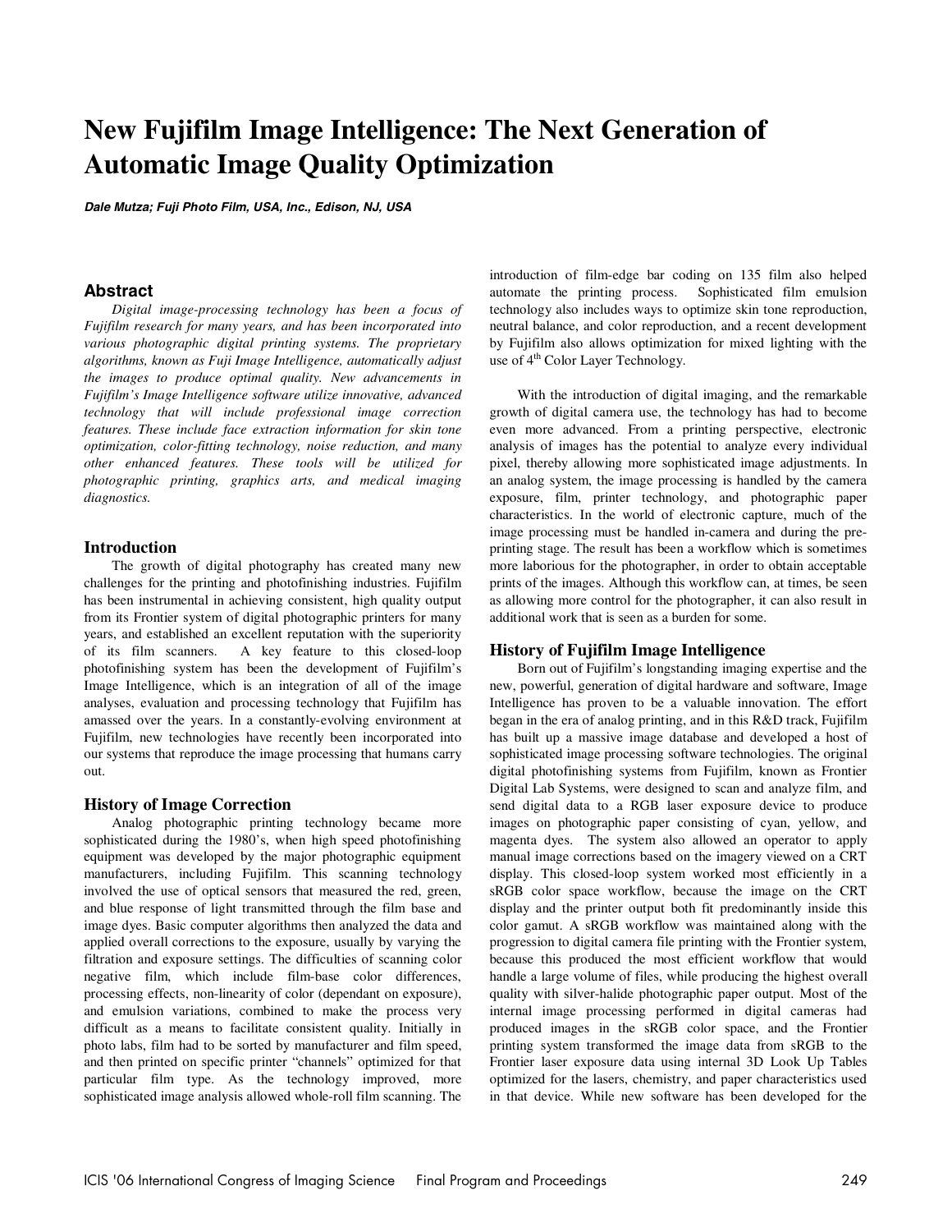# New Fujifilm Image Intelligence: The Next Generation of Automatic Image Quality Optimization

***Dale Mutza; Fuji Photo Film, USA, Inc., Edison, NJ, USA***

## Abstract

*Digital image-processing technology has been a focus of Fujifilm research for many years, and has been incorporated into various photographic digital printing systems. The proprietary algorithms, known as Fuji Image Intelligence, automatically adjust the images to produce optimal quality. New advancements in Fujifilm's Image Intelligence software utilize innovative, advanced technology that will include professional image correction features. These include face extraction information for skin tone optimization, color-fitting technology, noise reduction, and many other enhanced features. These tools will be utilized for photographic printing, graphics arts, and medical imaging diagnostics.*

## Introduction

The growth of digital photography has created many new challenges for the printing and photofinishing industries. Fujifilm has been instrumental in achieving consistent, high quality output from its Frontier system of digital photographic printers for many years, and established an excellent reputation with the superiority of its film scanners. A key feature to this closed-loop photofinishing system has been the development of Fujifilm's Image Intelligence, which is an integration of all of the image analyses, evaluation and processing technology that Fujifilm has amassed over the years. In a constantly-evolving environment at Fujifilm, new technologies have recently been incorporated into our systems that reproduce the image processing that humans carry out.

## History of Image Correction

Analog photographic printing technology became more sophisticated during the 1980's, when high speed photofinishing equipment was developed by the major photographic equipment manufacturers, including Fujifilm. This scanning technology involved the use of optical sensors that measured the red, green, and blue response of light transmitted through the film base and image dyes. Basic computer algorithms then analyzed the data and applied overall corrections to the exposure, usually by varying the filtration and exposure settings. The difficulties of scanning color negative film, which include film-base color differences, processing effects, non-linearity of color (dependant on exposure), and emulsion variations, combined to make the process very difficult as a means to facilitate consistent quality. Initially in photo labs, film had to be sorted by manufacturer and film speed, and then printed on specific printer "channels" optimized for that particular film type. As the technology improved, more sophisticated image analysis allowed whole-roll film scanning. The introduction of film-edge bar coding on 135 film also helped automate the printing process. Sophisticated film emulsion technology also includes ways to optimize skin tone reproduction, neutral balance, and color reproduction, and a recent development by Fujifilm also allows optimization for mixed lighting with the use of 4th Color Layer Technology.

With the introduction of digital imaging, and the remarkable growth of digital camera use, the technology has had to become even more advanced. From a printing perspective, electronic analysis of images has the potential to analyze every individual pixel, thereby allowing more sophisticated image adjustments. In an analog system, the image processing is handled by the camera exposure, film, printer technology, and photographic paper characteristics. In the world of electronic capture, much of the image processing must be handled in-camera and during the pre-printing stage. The result has been a workflow which is sometimes more laborious for the photographer, in order to obtain acceptable prints of the images. Although this workflow can, at times, be seen as allowing more control for the photographer, it can also result in additional work that is seen as a burden for some.

## History of Fujifilm Image Intelligence

Born out of Fujifilm's longstanding imaging expertise and the new, powerful, generation of digital hardware and software, Image Intelligence has proven to be a valuable innovation. The effort began in the era of analog printing, and in this R&D track, Fujifilm has built up a massive image database and developed a host of sophisticated image processing software technologies. The original digital photofinishing systems from Fujifilm, known as Frontier Digital Lab Systems, were designed to scan and analyze film, and send digital data to a RGB laser exposure device to produce images on photographic paper consisting of cyan, yellow, and magenta dyes. The system also allowed an operator to apply manual image corrections based on the imagery viewed on a CRT display. This closed-loop system worked most efficiently in a sRGB color space workflow, because the image on the CRT display and the printer output both fit predominantly inside this color gamut. A sRGB workflow was maintained along with the progression to digital camera file printing with the Frontier system, because this produced the most efficient workflow that would handle a large volume of files, while producing the highest overall quality with silver-halide photographic paper output. Most of the internal image processing performed in digital cameras had produced images in the sRGB color space, and the Frontier printing system transformed the image data from sRGB to the Frontier laser exposure data using internal 3D Look Up Tables optimized for the lasers, chemistry, and paper characteristics used in that device. While new software has been developed for the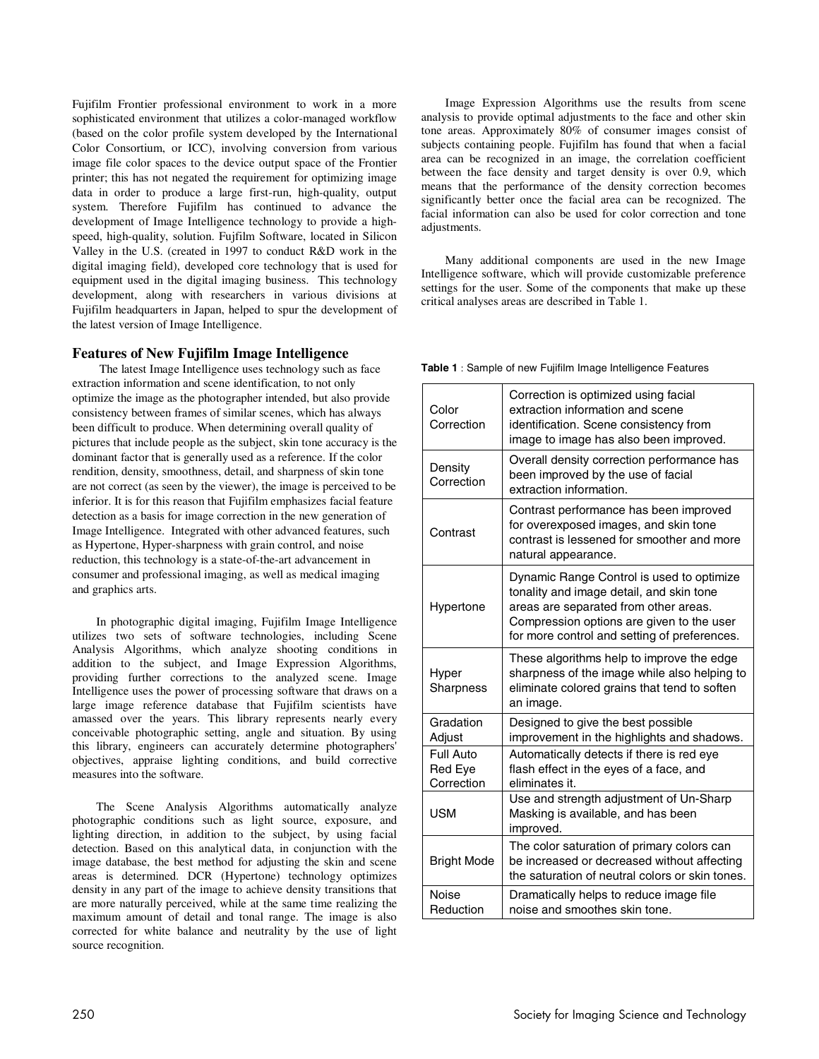Fujifilm Frontier professional environment to work in a more sophisticated environment that utilizes a color-managed workflow (based on the color profile system developed by the International Color Consortium, or ICC), involving conversion from various image file color spaces to the device output space of the Frontier printer; this has not negated the requirement for optimizing image data in order to produce a large first-run, high-quality, output system. Therefore Fujifilm has continued to advance the development of Image Intelligence technology to provide a high-speed, high-quality, solution. Fujfilm Software, located in Silicon Valley in the U.S. (created in 1997 to conduct R&D work in the digital imaging field), developed core technology that is used for equipment used in the digital imaging business. This technology development, along with researchers in various divisions at Fujifilm headquarters in Japan, helped to spur the development of the latest version of Image Intelligence.

## Features of New Fujifilm Image Intelligence

The latest Image Intelligence uses technology such as face extraction information and scene identification, to not only optimize the image as the photographer intended, but also provide consistency between frames of similar scenes, which has always been difficult to produce. When determining overall quality of pictures that include people as the subject, skin tone accuracy is the dominant factor that is generally used as a reference. If the color rendition, density, smoothness, detail, and sharpness of skin tone are not correct (as seen by the viewer), the image is perceived to be inferior. It is for this reason that Fujifilm emphasizes facial feature detection as a basis for image correction in the new generation of Image Intelligence. Integrated with other advanced features, such as Hypertone, Hyper-sharpness with grain control, and noise reduction, this technology is a state-of-the-art advancement in consumer and professional imaging, as well as medical imaging and graphics arts.

In photographic digital imaging, Fujifilm Image Intelligence utilizes two sets of software technologies, including Scene Analysis Algorithms, which analyze shooting conditions in addition to the subject, and Image Expression Algorithms, providing further corrections to the analyzed scene. Image Intelligence uses the power of processing software that draws on a large image reference database that Fujifilm scientists have amassed over the years. This library represents nearly every conceivable photographic setting, angle and situation. By using this library, engineers can accurately determine photographers' objectives, appraise lighting conditions, and build corrective measures into the software.

The Scene Analysis Algorithms automatically analyze photographic conditions such as light source, exposure, and lighting direction, in addition to the subject, by using facial detection. Based on this analytical data, in conjunction with the image database, the best method for adjusting the skin and scene areas is determined. DCR (Hypertone) technology optimizes density in any part of the image to achieve density transitions that are more naturally perceived, while at the same time realizing the maximum amount of detail and tonal range. The image is also corrected for white balance and neutrality by the use of light source recognition.

Image Expression Algorithms use the results from scene analysis to provide optimal adjustments to the face and other skin tone areas. Approximately 80% of consumer images consist of subjects containing people. Fujifilm has found that when a facial area can be recognized in an image, the correlation coefficient between the face density and target density is over 0.9, which means that the performance of the density correction becomes significantly better once the facial area can be recognized. The facial information can also be used for color correction and tone adjustments.

Many additional components are used in the new Image Intelligence software, which will provide customizable preference settings for the user. Some of the components that make up these critical analyses areas are described in Table 1.

**Table 1** : Sample of new Fujifilm Image Intelligence Features

| Feature | Description |
|---|---|
| Color Correction | Correction is optimized using facial extraction information and scene identification. Scene consistency from image to image has also been improved. |
| Density Correction | Overall density correction performance has been improved by the use of facial extraction information. |
| Contrast | Contrast performance has been improved for overexposed images, and skin tone contrast is lessened for smoother and more natural appearance. |
| Hypertone | Dynamic Range Control is used to optimize tonality and image detail, and skin tone areas are separated from other areas. Compression options are given to the user for more control and setting of preferences. |
| Hyper Sharpness | These algorithms help to improve the edge sharpness of the image while also helping to eliminate colored grains that tend to soften an image. |
| Gradation Adjust | Designed to give the best possible improvement in the highlights and shadows. |
| Full Auto Red Eye Correction | Automatically detects if there is red eye flash effect in the eyes of a face, and eliminates it. |
| USM | Use and strength adjustment of Un-Sharp Masking is available, and has been improved. |
| Bright Mode | The color saturation of primary colors can be increased or decreased without affecting the saturation of neutral colors or skin tones. |
| Noise Reduction | Dramatically helps to reduce image file noise and smoothes skin tone. |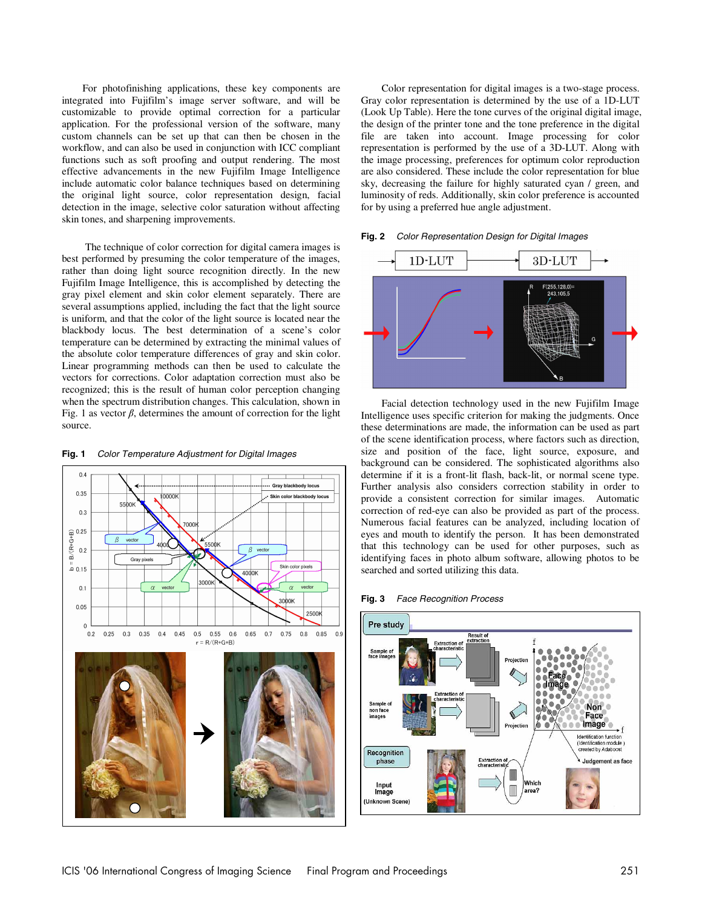For photofinishing applications, these key components are integrated into Fujifilm's image server software, and will be customizable to provide optimal correction for a particular application. For the professional version of the software, many custom channels can be set up that can then be chosen in the workflow, and can also be used in conjunction with ICC compliant functions such as soft proofing and output rendering. The most effective advancements in the new Fujifilm Image Intelligence include automatic color balance techniques based on determining the original light source, color representation design, facial detection in the image, selective color saturation without affecting skin tones, and sharpening improvements.

The technique of color correction for digital camera images is best performed by presuming the color temperature of the images, rather than doing light source recognition directly. In the new Fujifilm Image Intelligence, this is accomplished by detecting the gray pixel element and skin color element separately. There are several assumptions applied, including the fact that the light source is uniform, and that the color of the light source is located near the blackbody locus. The best determination of a scene's color temperature can be determined by extracting the minimal values of the absolute color temperature differences of gray and skin color. Linear programming methods can then be used to calculate the vectors for corrections. Color adaptation correction must also be recognized; this is the result of human color perception changing when the spectrum distribution changes. This calculation, shown in Fig. 1 as vector $\beta$, determines the amount of correction for the light source.

**Fig. 1** *Color Temperature Adjustment for Digital Images*

Color representation for digital images is a two-stage process. Gray color representation is determined by the use of a 1D-LUT (Look Up Table). Here the tone curves of the original digital image, the design of the printer tone and the tone preference in the digital file are taken into account. Image processing for color representation is performed by the use of a 3D-LUT. Along with the image processing, preferences for optimum color reproduction are also considered. These include the color representation for blue sky, decreasing the failure for highly saturated cyan / green, and luminosity of reds. Additionally, skin color preference is accounted for by using a preferred hue angle adjustment.

**Fig. 2** *Color Representation Design for Digital Images*

Facial detection technology used in the new Fujifilm Image Intelligence uses specific criterion for making the judgments. Once these determinations are made, the information can be used as part of the scene identification process, where factors such as direction, size and position of the face, light source, exposure, and background can be considered. The sophisticated algorithms also determine if it is a front-lit flash, back-lit, or normal scene type. Further analysis also considers correction stability in order to provide a consistent correction for similar images. Automatic correction of red-eye can also be provided as part of the process. Numerous facial features can be analyzed, including location of eyes and mouth to identify the person. It has been demonstrated that this technology can be used for other purposes, such as identifying faces in photo album software, allowing photos to be searched and sorted utilizing this data.

**Fig. 3** *Face Recognition Process*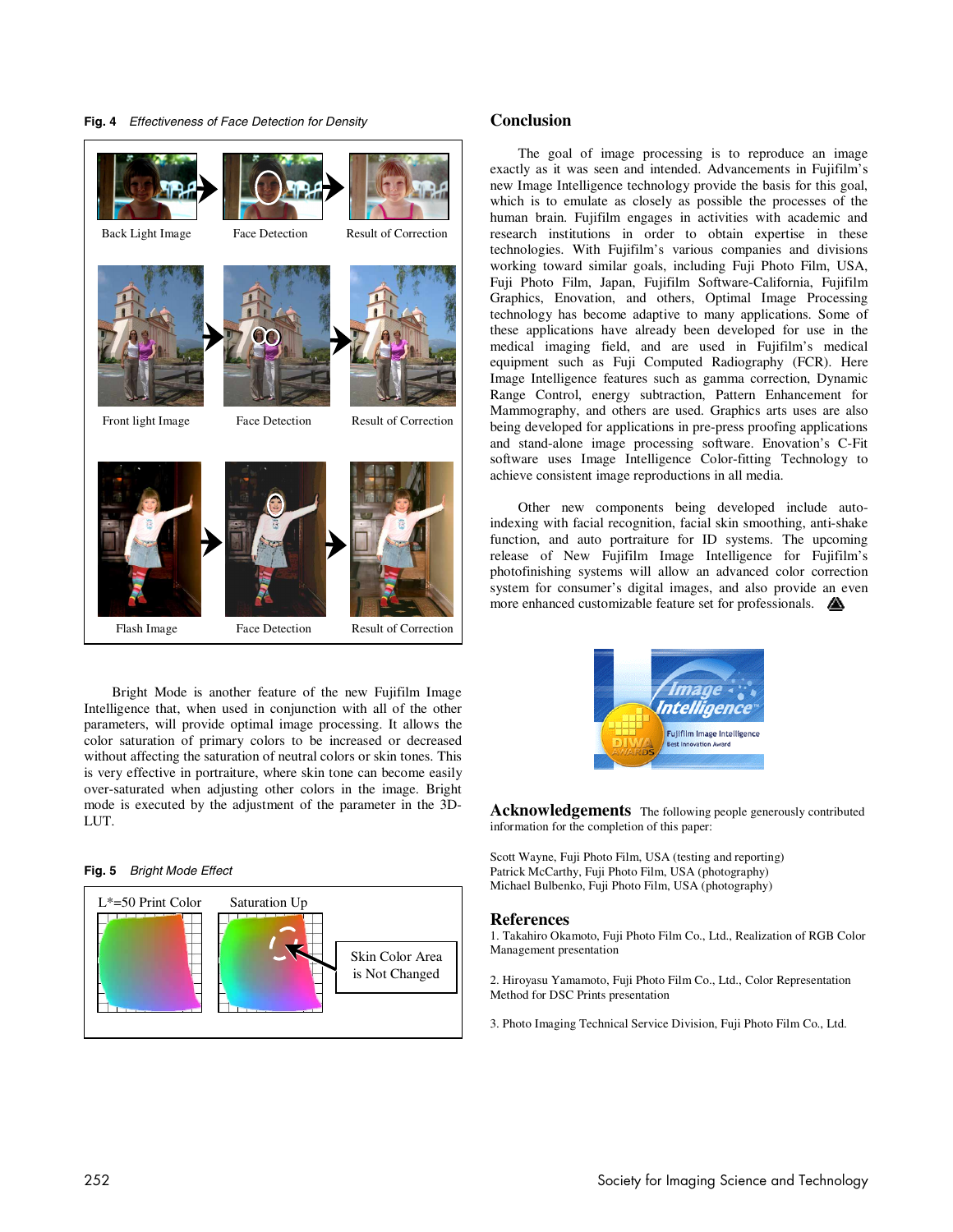**Fig. 4** *Effectiveness of Face Detection for Density*

Back Light Image — Face Detection — Result of Correction

Front light Image — Face Detection — Result of Correction

Flash Image — Face Detection — Result of Correction

Bright Mode is another feature of the new Fujifilm Image Intelligence that, when used in conjunction with all of the other parameters, will provide optimal image processing. It allows the color saturation of primary colors to be increased or decreased without affecting the saturation of neutral colors or skin tones. This is very effective in portraiture, where skin tone can become easily over-saturated when adjusting other colors in the image. Bright mode is executed by the adjustment of the parameter in the 3D-LUT.

**Fig. 5** *Bright Mode Effect*

L*=50 Print Color

Saturation Up

Skin Color Area is Not Changed

## Conclusion

The goal of image processing is to reproduce an image exactly as it was seen and intended. Advancements in Fujifilm's new Image Intelligence technology provide the basis for this goal, which is to emulate as closely as possible the processes of the human brain. Fujifilm engages in activities with academic and research institutions in order to obtain expertise in these technologies. With Fujifilm's various companies and divisions working toward similar goals, including Fuji Photo Film, USA, Fuji Photo Film, Japan, Fujifilm Software-California, Fujifilm Graphics, Enovation, and others, Optimal Image Processing technology has become adaptive to many applications. Some of these applications have already been developed for use in the medical imaging field, and are used in Fujifilm's medical equipment such as Fuji Computed Radiography (FCR). Here Image Intelligence features such as gamma correction, Dynamic Range Control, energy subtraction, Pattern Enhancement for Mammography, and others are used. Graphics arts uses are also being developed for applications in pre-press proofing applications and stand-alone image processing software. Enovation's C-Fit software uses Image Intelligence Color-fitting Technology to achieve consistent image reproductions in all media.

Other new components being developed include auto-indexing with facial recognition, facial skin smoothing, anti-shake function, and auto portraiture for ID systems. The upcoming release of New Fujifilm Image Intelligence for Fujifilm's photofinishing systems will allow an advanced color correction system for consumer's digital images, and also provide an even more enhanced customizable feature set for professionals.

## Acknowledgements

The following people generously contributed information for the completion of this paper:

Scott Wayne, Fuji Photo Film, USA (testing and reporting)
Patrick McCarthy, Fuji Photo Film, USA (photography)
Michael Bulbenko, Fuji Photo Film, USA (photography)

## References

1. Takahiro Okamoto, Fuji Photo Film Co., Ltd., Realization of RGB Color Management presentation

2. Hiroyasu Yamamoto, Fuji Photo Film Co., Ltd., Color Representation Method for DSC Prints presentation

3. Photo Imaging Technical Service Division, Fuji Photo Film Co., Ltd.